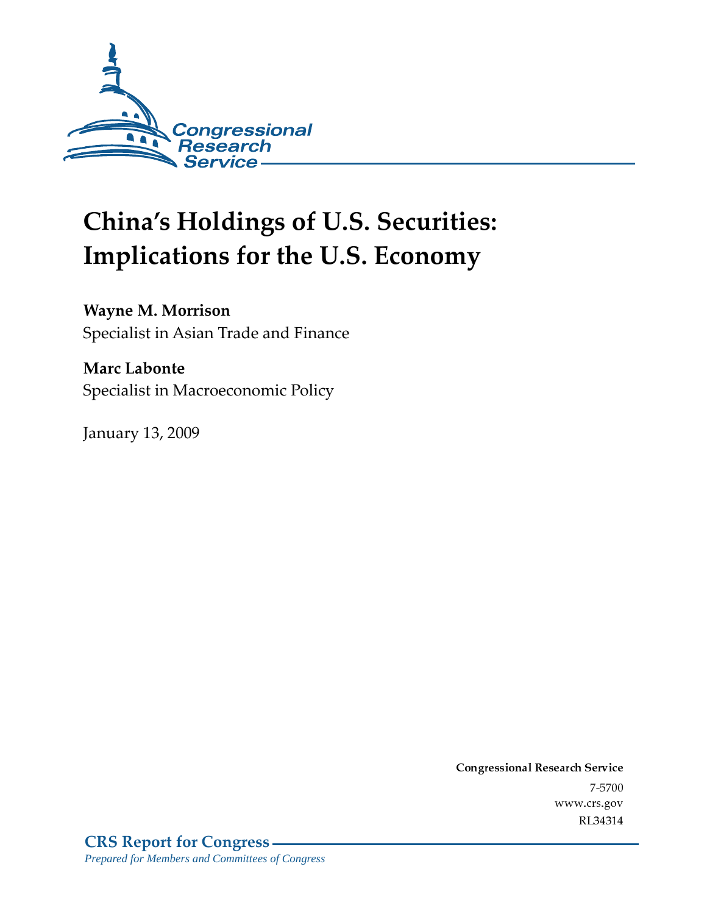Congressional Research Service

# China's Holdings of U.S. Securities: Implications for the U.S. Economy

**Wayne M. Morrison**
Specialist in Asian Trade and Finance

**Marc Labonte**
Specialist in Macroeconomic Policy

January 13, 2009

**Congressional Research Service**
7-5700
www.crs.gov
RL34314

**CRS Report for Congress**
*Prepared for Members and Committees of Congress*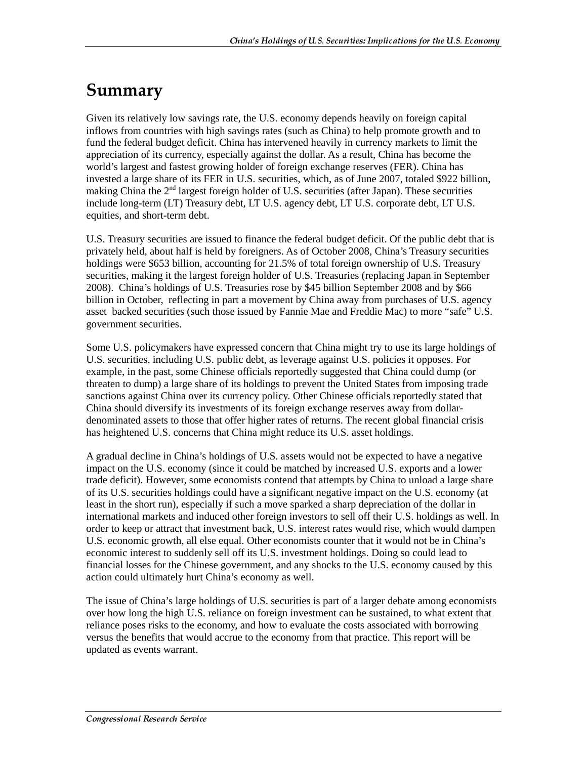# Summary

Given its relatively low savings rate, the U.S. economy depends heavily on foreign capital inflows from countries with high savings rates (such as China) to help promote growth and to fund the federal budget deficit. China has intervened heavily in currency markets to limit the appreciation of its currency, especially against the dollar. As a result, China has become the world's largest and fastest growing holder of foreign exchange reserves (FER). China has invested a large share of its FER in U.S. securities, which, as of June 2007, totaled $922 billion, making China the 2nd largest foreign holder of U.S. securities (after Japan). These securities include long-term (LT) Treasury debt, LT U.S. agency debt, LT U.S. corporate debt, LT U.S. equities, and short-term debt.

U.S. Treasury securities are issued to finance the federal budget deficit. Of the public debt that is privately held, about half is held by foreigners. As of October 2008, China's Treasury securities holdings were $653 billion, accounting for 21.5% of total foreign ownership of U.S. Treasury securities, making it the largest foreign holder of U.S. Treasuries (replacing Japan in September 2008). China's holdings of U.S. Treasuries rose by $45 billion September 2008 and by $66 billion in October, reflecting in part a movement by China away from purchases of U.S. agency asset backed securities (such those issued by Fannie Mae and Freddie Mac) to more "safe" U.S. government securities.

Some U.S. policymakers have expressed concern that China might try to use its large holdings of U.S. securities, including U.S. public debt, as leverage against U.S. policies it opposes. For example, in the past, some Chinese officials reportedly suggested that China could dump (or threaten to dump) a large share of its holdings to prevent the United States from imposing trade sanctions against China over its currency policy. Other Chinese officials reportedly stated that China should diversify its investments of its foreign exchange reserves away from dollar-denominated assets to those that offer higher rates of returns. The recent global financial crisis has heightened U.S. concerns that China might reduce its U.S. asset holdings.

A gradual decline in China's holdings of U.S. assets would not be expected to have a negative impact on the U.S. economy (since it could be matched by increased U.S. exports and a lower trade deficit). However, some economists contend that attempts by China to unload a large share of its U.S. securities holdings could have a significant negative impact on the U.S. economy (at least in the short run), especially if such a move sparked a sharp depreciation of the dollar in international markets and induced other foreign investors to sell off their U.S. holdings as well. In order to keep or attract that investment back, U.S. interest rates would rise, which would dampen U.S. economic growth, all else equal. Other economists counter that it would not be in China's economic interest to suddenly sell off its U.S. investment holdings. Doing so could lead to financial losses for the Chinese government, and any shocks to the U.S. economy caused by this action could ultimately hurt China's economy as well.

The issue of China's large holdings of U.S. securities is part of a larger debate among economists over how long the high U.S. reliance on foreign investment can be sustained, to what extent that reliance poses risks to the economy, and how to evaluate the costs associated with borrowing versus the benefits that would accrue to the economy from that practice. This report will be updated as events warrant.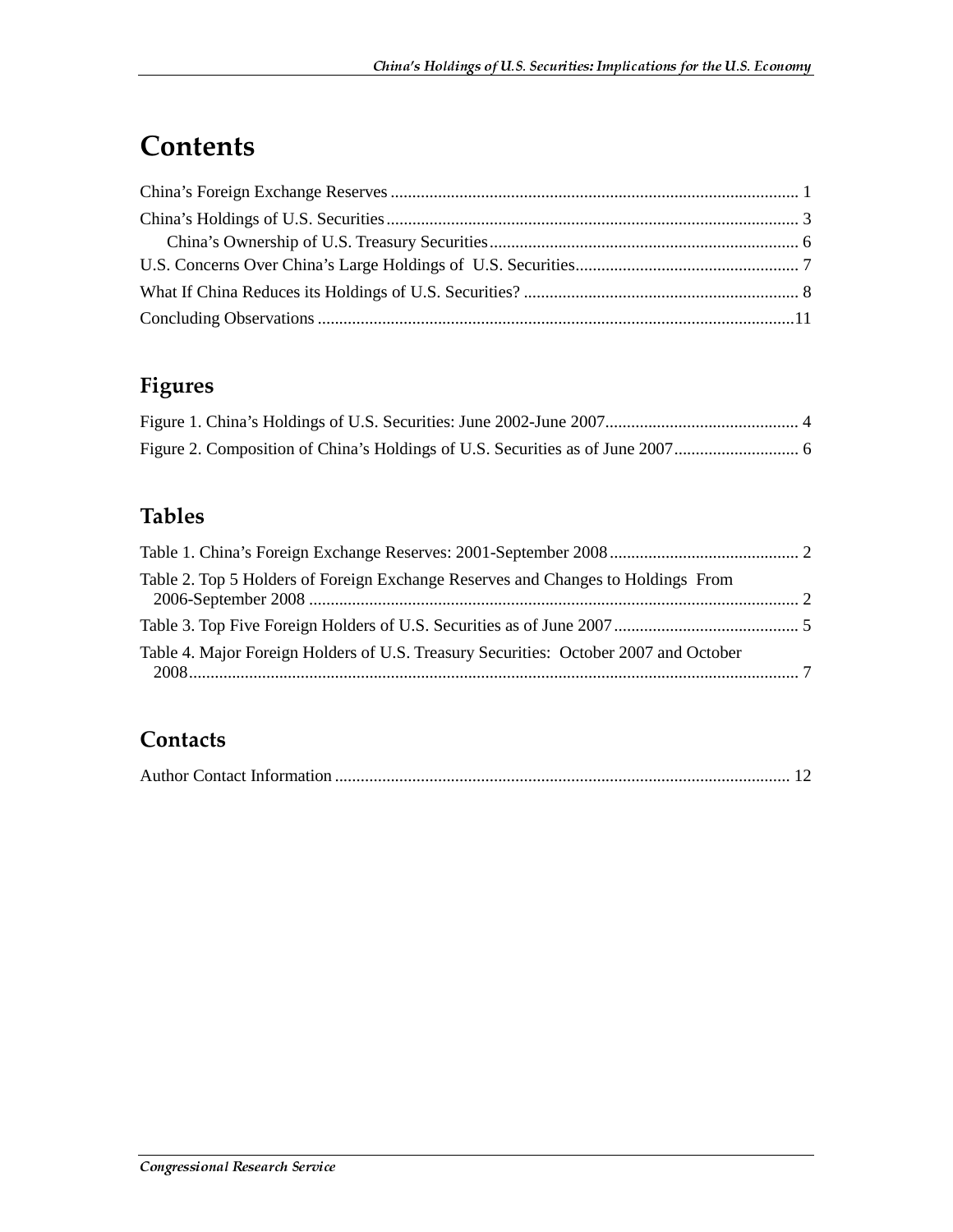# Contents

China's Foreign Exchange Reserves .............................................................................................. 1

China's Holdings of U.S. Securities ............................................................................................... 3

China's Ownership of U.S. Treasury Securities ....................................................................... 6

U.S. Concerns Over China's Large Holdings of U.S. Securities.................................................... 7

What If China Reduces its Holdings of U.S. Securities? ................................................................ 8

Concluding Observations ..............................................................................................................11

## Figures

Figure 1. China's Holdings of U.S. Securities: June 2002-June 2007............................................. 4

Figure 2. Composition of China's Holdings of U.S. Securities as of June 2007............................. 6

## Tables

Table 1. China's Foreign Exchange Reserves: 2001-September 2008............................................ 2

Table 2. Top 5 Holders of Foreign Exchange Reserves and Changes to Holdings From 2006-September 2008 ................................................................................................................. 2

Table 3. Top Five Foreign Holders of U.S. Securities as of June 2007........................................... 5

Table 4. Major Foreign Holders of U.S. Treasury Securities: October 2007 and October 2008............................................................................................................................................ 7

## Contacts

Author Contact Information ......................................................................................................... 12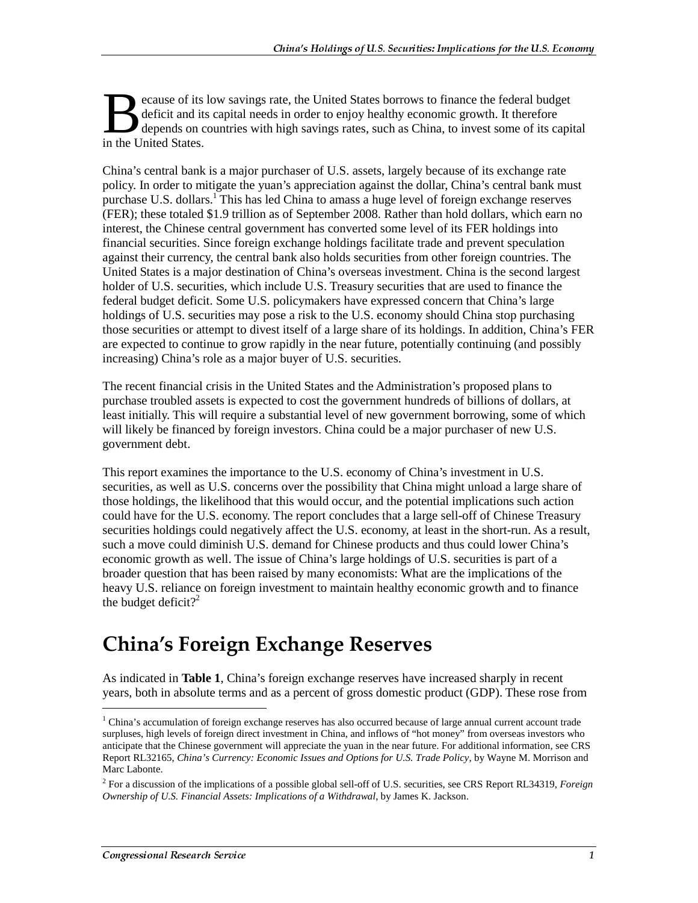Because of its low savings rate, the United States borrows to finance the federal budget deficit and its capital needs in order to enjoy healthy economic growth. It therefore depends on countries with high savings rates, such as China, to invest some of its capital in the United States.

China's central bank is a major purchaser of U.S. assets, largely because of its exchange rate policy. In order to mitigate the yuan's appreciation against the dollar, China's central bank must purchase U.S. dollars.[1] This has led China to amass a huge level of foreign exchange reserves (FER); these totaled $1.9 trillion as of September 2008. Rather than hold dollars, which earn no interest, the Chinese central government has converted some level of its FER holdings into financial securities. Since foreign exchange holdings facilitate trade and prevent speculation against their currency, the central bank also holds securities from other foreign countries. The United States is a major destination of China's overseas investment. China is the second largest holder of U.S. securities, which include U.S. Treasury securities that are used to finance the federal budget deficit. Some U.S. policymakers have expressed concern that China's large holdings of U.S. securities may pose a risk to the U.S. economy should China stop purchasing those securities or attempt to divest itself of a large share of its holdings. In addition, China's FER are expected to continue to grow rapidly in the near future, potentially continuing (and possibly increasing) China's role as a major buyer of U.S. securities.

The recent financial crisis in the United States and the Administration's proposed plans to purchase troubled assets is expected to cost the government hundreds of billions of dollars, at least initially. This will require a substantial level of new government borrowing, some of which will likely be financed by foreign investors. China could be a major purchaser of new U.S. government debt.

This report examines the importance to the U.S. economy of China's investment in U.S. securities, as well as U.S. concerns over the possibility that China might unload a large share of those holdings, the likelihood that this would occur, and the potential implications such action could have for the U.S. economy. The report concludes that a large sell-off of Chinese Treasury securities holdings could negatively affect the U.S. economy, at least in the short-run. As a result, such a move could diminish U.S. demand for Chinese products and thus could lower China's economic growth as well. The issue of China's large holdings of U.S. securities is part of a broader question that has been raised by many economists: What are the implications of the heavy U.S. reliance on foreign investment to maintain healthy economic growth and to finance the budget deficit?[2]

# China's Foreign Exchange Reserves

As indicated in **Table 1**, China's foreign exchange reserves have increased sharply in recent years, both in absolute terms and as a percent of gross domestic product (GDP). These rose from

---

[1] China's accumulation of foreign exchange reserves has also occurred because of large annual current account trade surpluses, high levels of foreign direct investment in China, and inflows of "hot money" from overseas investors who anticipate that the Chinese government will appreciate the yuan in the near future. For additional information, see CRS Report RL32165, *China's Currency: Economic Issues and Options for U.S. Trade Policy*, by Wayne M. Morrison and Marc Labonte.

[2] For a discussion of the implications of a possible global sell-off of U.S. securities, see CRS Report RL34319, *Foreign Ownership of U.S. Financial Assets: Implications of a Withdrawal*, by James K. Jackson.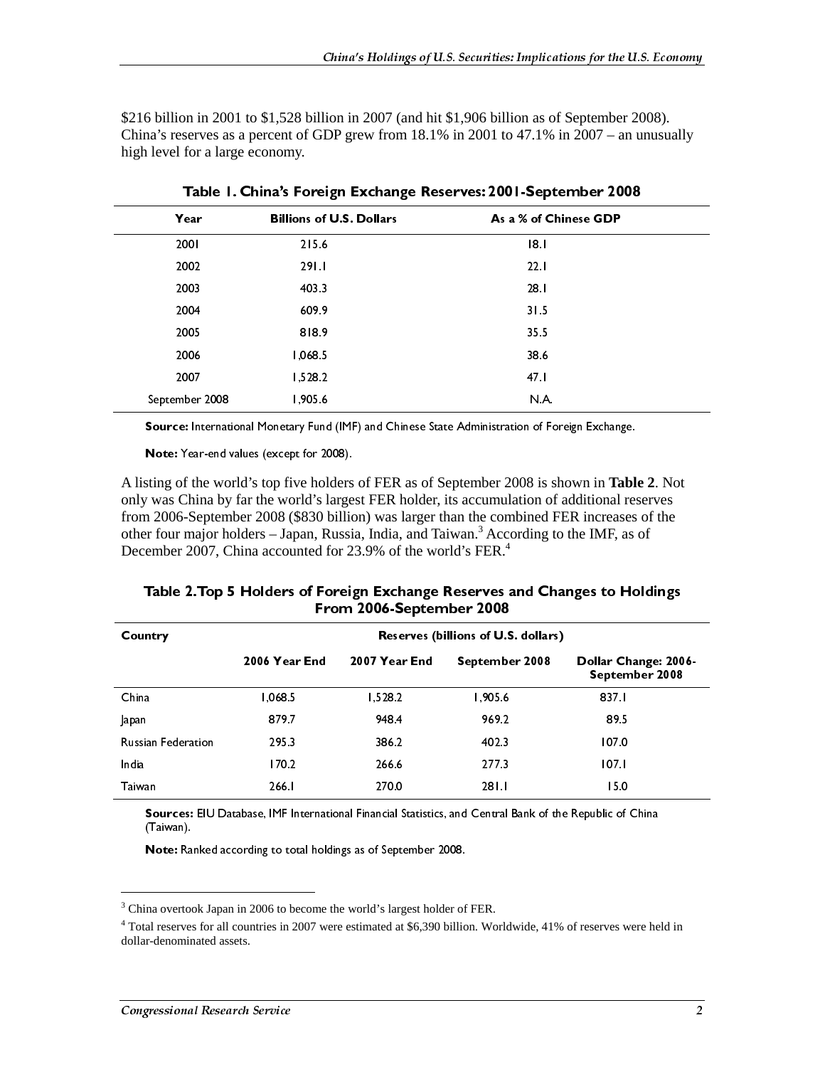$216 billion in 2001 to $1,528 billion in 2007 (and hit $1,906 billion as of September 2008). China's reserves as a percent of GDP grew from 18.1% in 2001 to 47.1% in 2007 – an unusually high level for a large economy.

**Table 1. China's Foreign Exchange Reserves: 2001-September 2008**

| Year | Billions of U.S. Dollars | As a % of Chinese GDP |
|---|---|---|
| 2001 | 215.6 | 18.1 |
| 2002 | 291.1 | 22.1 |
| 2003 | 403.3 | 28.1 |
| 2004 | 609.9 | 31.5 |
| 2005 | 818.9 | 35.5 |
| 2006 | 1,068.5 | 38.6 |
| 2007 | 1,528.2 | 47.1 |
| September 2008 | 1,905.6 | N.A. |

**Source:** International Monetary Fund (IMF) and Chinese State Administration of Foreign Exchange.

**Note:** Year-end values (except for 2008).

A listing of the world's top five holders of FER as of September 2008 is shown in **Table 2**. Not only was China by far the world's largest FER holder, its accumulation of additional reserves from 2006-September 2008 ($830 billion) was larger than the combined FER increases of the other four major holders – Japan, Russia, India, and Taiwan.[3] According to the IMF, as of December 2007, China accounted for 23.9% of the world's FER.[4]

**Table 2. Top 5 Holders of Foreign Exchange Reserves and Changes to Holdings From 2006-September 2008**

| Country | Reserves (billions of U.S. dollars) | | | |
|---|---|---|---|---|
| | 2006 Year End | 2007 Year End | September 2008 | Dollar Change: 2006-September 2008 |
| China | 1,068.5 | 1,528.2 | 1,905.6 | 837.1 |
| Japan | 879.7 | 948.4 | 969.2 | 89.5 |
| Russian Federation | 295.3 | 386.2 | 402.3 | 107.0 |
| India | 170.2 | 266.6 | 277.3 | 107.1 |
| Taiwan | 266.1 | 270.0 | 281.1 | 15.0 |

**Sources:** EIU Database, IMF International Financial Statistics, and Central Bank of the Republic of China (Taiwan).

**Note:** Ranked according to total holdings as of September 2008.

[3] China overtook Japan in 2006 to become the world's largest holder of FER.

[4] Total reserves for all countries in 2007 were estimated at $6,390 billion. Worldwide, 41% of reserves were held in dollar-denominated assets.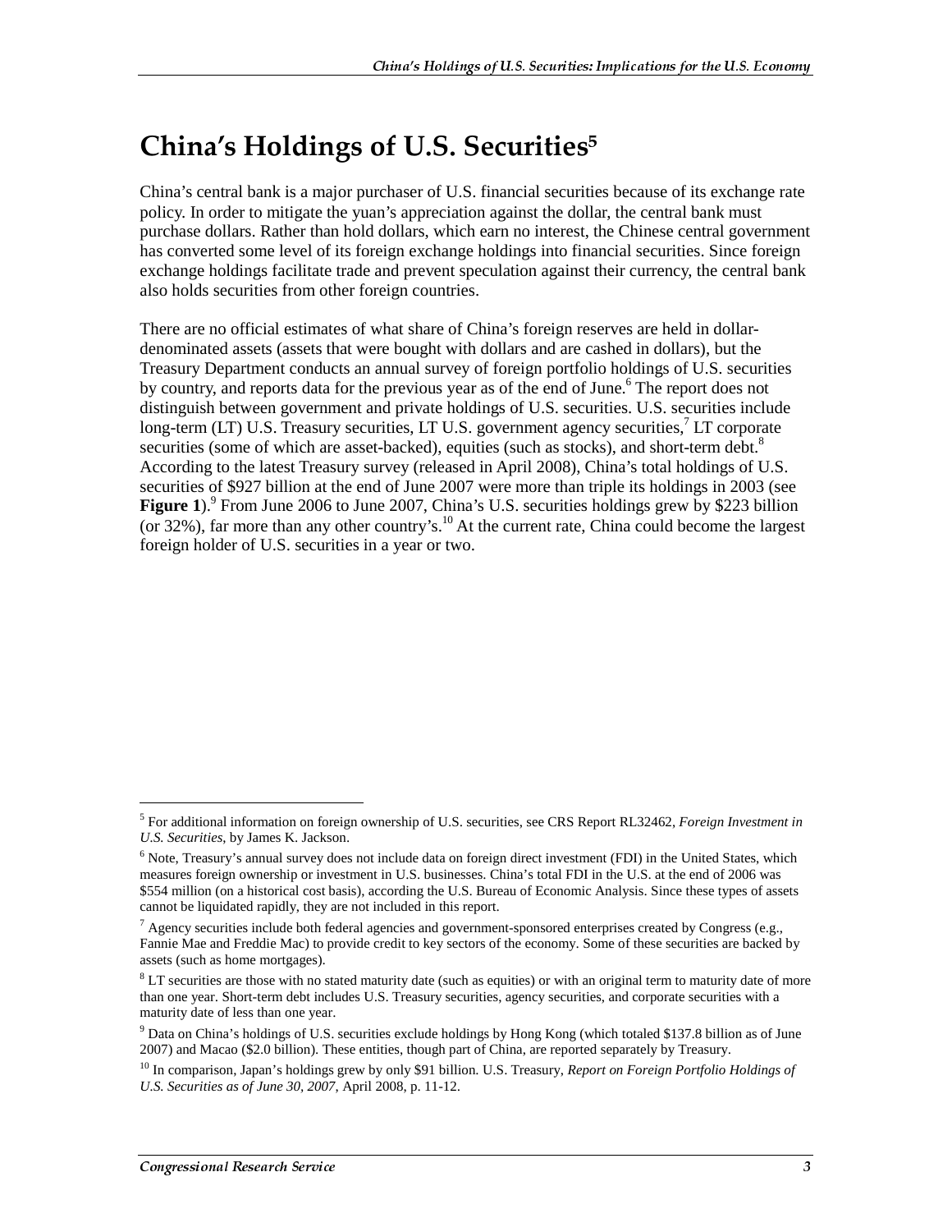# China's Holdings of U.S. Securities[5]

China's central bank is a major purchaser of U.S. financial securities because of its exchange rate policy. In order to mitigate the yuan's appreciation against the dollar, the central bank must purchase dollars. Rather than hold dollars, which earn no interest, the Chinese central government has converted some level of its foreign exchange holdings into financial securities. Since foreign exchange holdings facilitate trade and prevent speculation against their currency, the central bank also holds securities from other foreign countries.

There are no official estimates of what share of China's foreign reserves are held in dollar-denominated assets (assets that were bought with dollars and are cashed in dollars), but the Treasury Department conducts an annual survey of foreign portfolio holdings of U.S. securities by country, and reports data for the previous year as of the end of June.[6] The report does not distinguish between government and private holdings of U.S. securities. U.S. securities include long-term (LT) U.S. Treasury securities, LT U.S. government agency securities,[7] LT corporate securities (some of which are asset-backed), equities (such as stocks), and short-term debt.[8] According to the latest Treasury survey (released in April 2008), China's total holdings of U.S. securities of $927 billion at the end of June 2007 were more than triple its holdings in 2003 (see **Figure 1**).[9] From June 2006 to June 2007, China's U.S. securities holdings grew by $223 billion (or 32%), far more than any other country's.[10] At the current rate, China could become the largest foreign holder of U.S. securities in a year or two.

---

[5] For additional information on foreign ownership of U.S. securities, see CRS Report RL32462, *Foreign Investment in U.S. Securities*, by James K. Jackson.

[6] Note, Treasury's annual survey does not include data on foreign direct investment (FDI) in the United States, which measures foreign ownership or investment in U.S. businesses. China's total FDI in the U.S. at the end of 2006 was $554 million (on a historical cost basis), according the U.S. Bureau of Economic Analysis. Since these types of assets cannot be liquidated rapidly, they are not included in this report.

[7] Agency securities include both federal agencies and government-sponsored enterprises created by Congress (e.g., Fannie Mae and Freddie Mac) to provide credit to key sectors of the economy. Some of these securities are backed by assets (such as home mortgages).

[8] LT securities are those with no stated maturity date (such as equities) or with an original term to maturity date of more than one year. Short-term debt includes U.S. Treasury securities, agency securities, and corporate securities with a maturity date of less than one year.

[9] Data on China's holdings of U.S. securities exclude holdings by Hong Kong (which totaled $137.8 billion as of June 2007) and Macao ($2.0 billion). These entities, though part of China, are reported separately by Treasury.

[10] In comparison, Japan's holdings grew by only $91 billion. U.S. Treasury, *Report on Foreign Portfolio Holdings of U.S. Securities as of June 30, 2007*, April 2008, p. 11-12.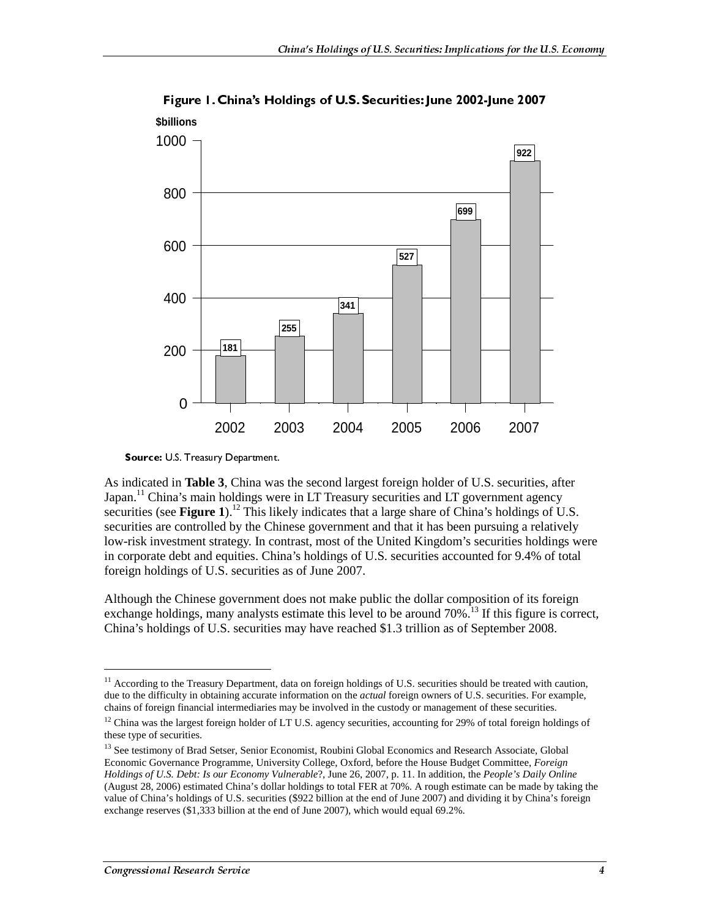**Figure 1. China's Holdings of U.S. Securities: June 2002-June 2007**

$billions

| Year | Holdings ($billions) |
|---|---|
| 2002 | 181 |
| 2003 | 255 |
| 2004 | 341 |
| 2005 | 527 |
| 2006 | 699 |
| 2007 | 922 |

**Source:** U.S. Treasury Department.

As indicated in **Table 3**, China was the second largest foreign holder of U.S. securities, after Japan.[11] China's main holdings were in LT Treasury securities and LT government agency securities (see **Figure 1**).[12] This likely indicates that a large share of China's holdings of U.S. securities are controlled by the Chinese government and that it has been pursuing a relatively low-risk investment strategy. In contrast, most of the United Kingdom's securities holdings were in corporate debt and equities. China's holdings of U.S. securities accounted for 9.4% of total foreign holdings of U.S. securities as of June 2007.

Although the Chinese government does not make public the dollar composition of its foreign exchange holdings, many analysts estimate this level to be around 70%.[13] If this figure is correct, China's holdings of U.S. securities may have reached $1.3 trillion as of September 2008.

---

[11] According to the Treasury Department, data on foreign holdings of U.S. securities should be treated with caution, due to the difficulty in obtaining accurate information on the *actual* foreign owners of U.S. securities. For example, chains of foreign financial intermediaries may be involved in the custody or management of these securities.

[12] China was the largest foreign holder of LT U.S. agency securities, accounting for 29% of total foreign holdings of these type of securities.

[13] See testimony of Brad Setser, Senior Economist, Roubini Global Economics and Research Associate, Global Economic Governance Programme, University College, Oxford, before the House Budget Committee, *Foreign Holdings of U.S. Debt: Is our Economy Vulnerable*?, June 26, 2007, p. 11. In addition, the *People's Daily Online* (August 28, 2006) estimated China's dollar holdings to total FER at 70%. A rough estimate can be made by taking the value of China's holdings of U.S. securities ($922 billion at the end of June 2007) and dividing it by China's foreign exchange reserves ($1,333 billion at the end of June 2007), which would equal 69.2%.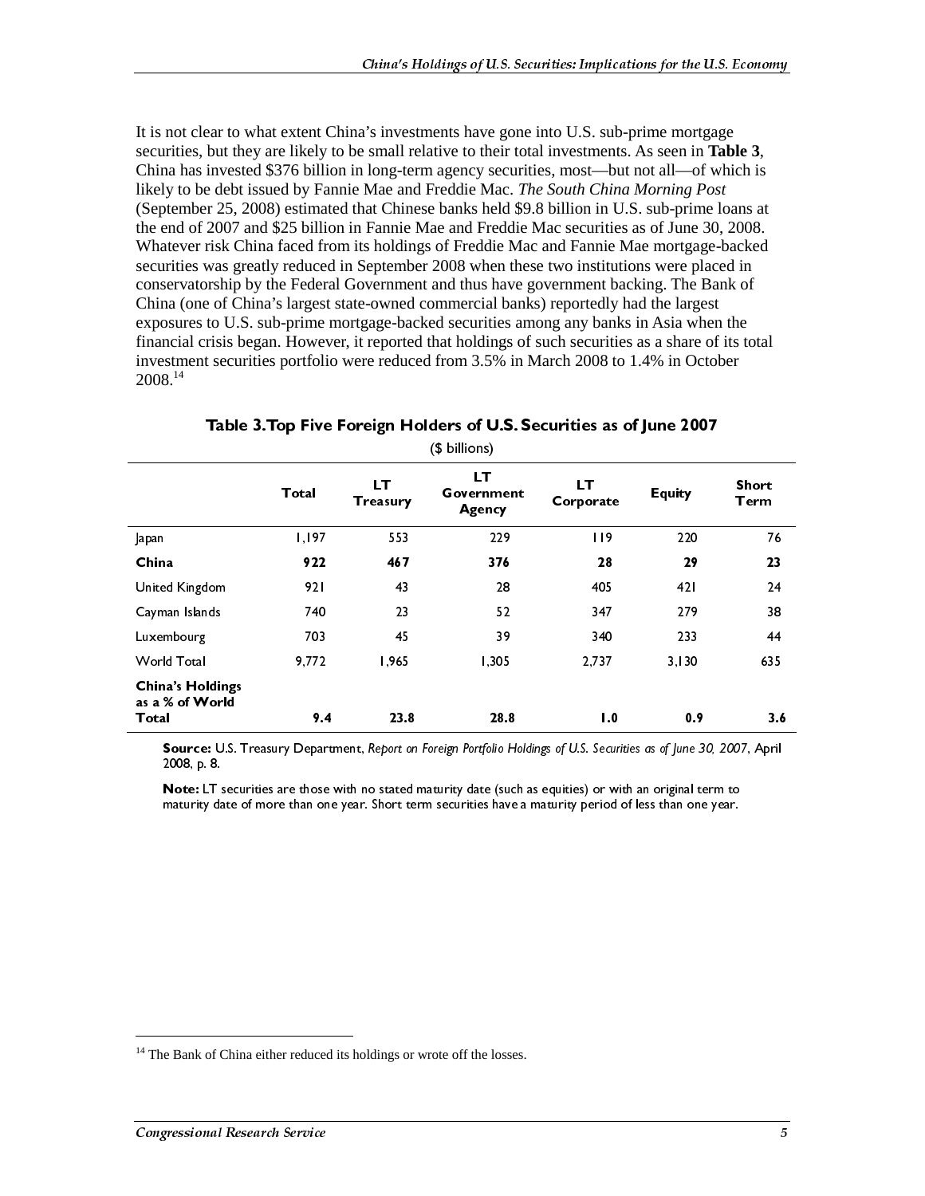It is not clear to what extent China's investments have gone into U.S. sub-prime mortgage securities, but they are likely to be small relative to their total investments. As seen in **Table 3**, China has invested $376 billion in long-term agency securities, most—but not all—of which is likely to be debt issued by Fannie Mae and Freddie Mac. *The South China Morning Post* (September 25, 2008) estimated that Chinese banks held $9.8 billion in U.S. sub-prime loans at the end of 2007 and $25 billion in Fannie Mae and Freddie Mac securities as of June 30, 2008. Whatever risk China faced from its holdings of Freddie Mac and Fannie Mae mortgage-backed securities was greatly reduced in September 2008 when these two institutions were placed in conservatorship by the Federal Government and thus have government backing. The Bank of China (one of China's largest state-owned commercial banks) reportedly had the largest exposures to U.S. sub-prime mortgage-backed securities among any banks in Asia when the financial crisis began. However, it reported that holdings of such securities as a share of its total investment securities portfolio were reduced from 3.5% in March 2008 to 1.4% in October 2008.[14]

**Table 3. Top Five Foreign Holders of U.S. Securities as of June 2007**

($ billions)

| | Total | LT Treasury | LT Government Agency | LT Corporate | Equity | Short Term |
|---|---|---|---|---|---|---|
| Japan | 1,197 | 553 | 229 | 119 | 220 | 76 |
| **China** | **922** | **467** | **376** | **28** | **29** | **23** |
| United Kingdom | 921 | 43 | 28 | 405 | 421 | 24 |
| Cayman Islands | 740 | 23 | 52 | 347 | 279 | 38 |
| Luxembourg | 703 | 45 | 39 | 340 | 233 | 44 |
| World Total | 9,772 | 1,965 | 1,305 | 2,737 | 3,130 | 635 |
| **China's Holdings as a % of World Total** | **9.4** | **23.8** | **28.8** | **1.0** | **0.9** | **3.6** |

**Source:** U.S. Treasury Department, *Report on Foreign Portfolio Holdings of U.S. Securities as of June 30, 2007*, April 2008, p. 8.

**Note:** LT securities are those with no stated maturity date (such as equities) or with an original term to maturity date of more than one year. Short term securities have a maturity period of less than one year.

[14] The Bank of China either reduced its holdings or wrote off the losses.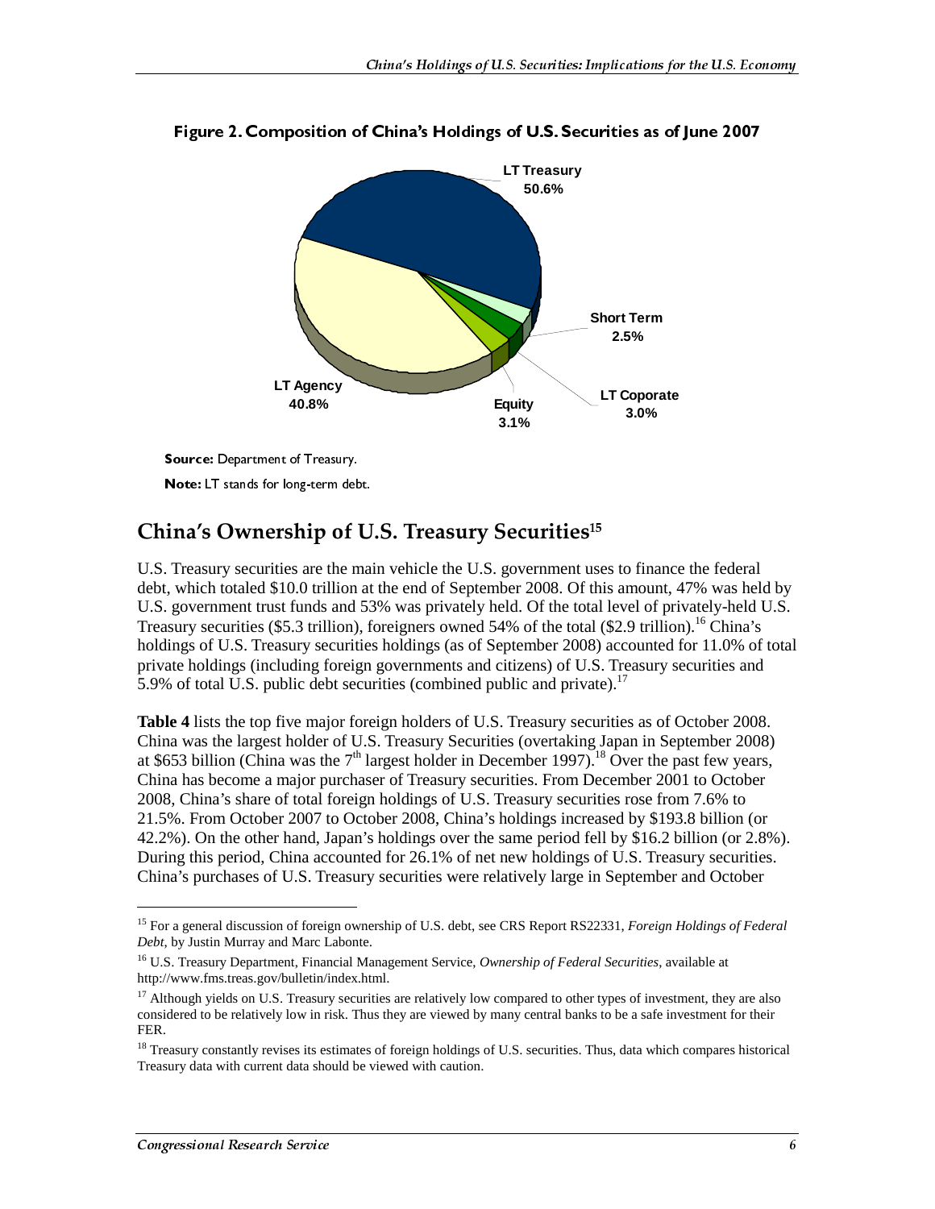**Figure 2. Composition of China's Holdings of U.S. Securities as of June 2007**

LT Treasury 50.6%

Short Term 2.5%

LT Coporate 3.0%

Equity 3.1%

LT Agency 40.8%

**Source:** Department of Treasury.

**Note:** LT stands for long-term debt.

## China's Ownership of U.S. Treasury Securities[15]

U.S. Treasury securities are the main vehicle the U.S. government uses to finance the federal debt, which totaled \$10.0 trillion at the end of September 2008. Of this amount, 47% was held by U.S. government trust funds and 53% was privately held. Of the total level of privately-held U.S. Treasury securities (\$5.3 trillion), foreigners owned 54% of the total (\$2.9 trillion).[16] China's holdings of U.S. Treasury securities holdings (as of September 2008) accounted for 11.0% of total private holdings (including foreign governments and citizens) of U.S. Treasury securities and 5.9% of total U.S. public debt securities (combined public and private).[17]

**Table 4** lists the top five major foreign holders of U.S. Treasury securities as of October 2008. China was the largest holder of U.S. Treasury Securities (overtaking Japan in September 2008) at \$653 billion (China was the 7th largest holder in December 1997).[18] Over the past few years, China has become a major purchaser of Treasury securities. From December 2001 to October 2008, China's share of total foreign holdings of U.S. Treasury securities rose from 7.6% to 21.5%. From October 2007 to October 2008, China's holdings increased by \$193.8 billion (or 42.2%). On the other hand, Japan's holdings over the same period fell by \$16.2 billion (or 2.8%). During this period, China accounted for 26.1% of net new holdings of U.S. Treasury securities. China's purchases of U.S. Treasury securities were relatively large in September and October

---

[15] For a general discussion of foreign ownership of U.S. debt, see CRS Report RS22331, *Foreign Holdings of Federal Debt*, by Justin Murray and Marc Labonte.

[16] U.S. Treasury Department, Financial Management Service, *Ownership of Federal Securities*, available at http://www.fms.treas.gov/bulletin/index.html.

[17] Although yields on U.S. Treasury securities are relatively low compared to other types of investment, they are also considered to be relatively low in risk. Thus they are viewed by many central banks to be a safe investment for their FER.

[18] Treasury constantly revises its estimates of foreign holdings of U.S. securities. Thus, data which compares historical Treasury data with current data should be viewed with caution.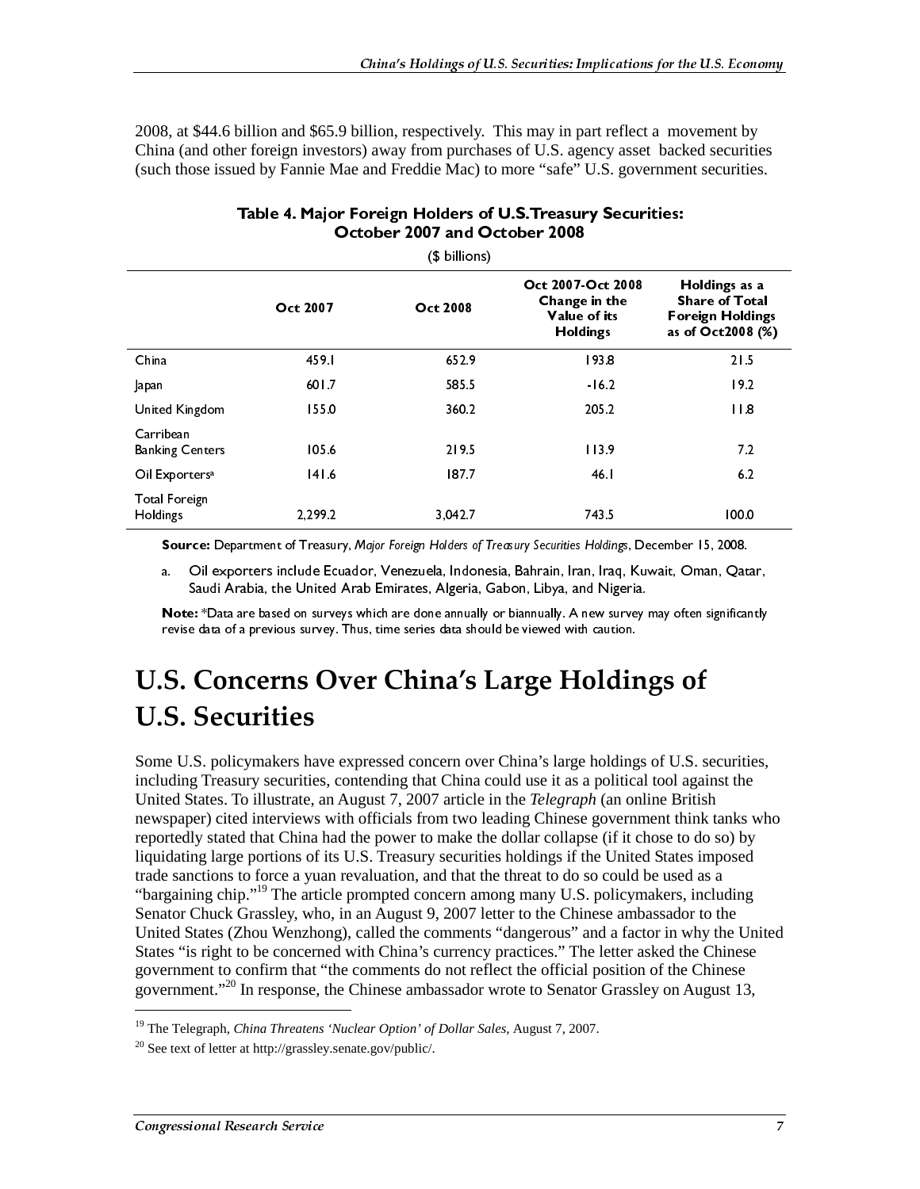2008, at $44.6 billion and $65.9 billion, respectively. This may in part reflect a movement by China (and other foreign investors) away from purchases of U.S. agency asset backed securities (such those issued by Fannie Mae and Freddie Mac) to more "safe" U.S. government securities.

**Table 4. Major Foreign Holders of U.S.Treasury Securities: October 2007 and October 2008**

($ billions)

| | Oct 2007 | Oct 2008 | Oct 2007-Oct 2008 Change in the Value of its Holdings | Holdings as a Share of Total Foreign Holdings as of Oct2008 (%) |
|---|---|---|---|---|
| China | 459.1 | 652.9 | 193.8 | 21.5 |
| Japan | 601.7 | 585.5 | -16.2 | 19.2 |
| United Kingdom | 155.0 | 360.2 | 205.2 | 11.8 |
| Carribean Banking Centers | 105.6 | 219.5 | 113.9 | 7.2 |
| Oil Exporters[a] | 141.6 | 187.7 | 46.1 | 6.2 |
| Total Foreign Holdings | 2,299.2 | 3,042.7 | 743.5 | 100.0 |

**Source:** Department of Treasury, *Major Foreign Holders of Treasury Securities Holdings*, December 15, 2008.

a. Oil exporters include Ecuador, Venezuela, Indonesia, Bahrain, Iran, Iraq, Kuwait, Oman, Qatar, Saudi Arabia, the United Arab Emirates, Algeria, Gabon, Libya, and Nigeria.

**Note:** *Data are based on surveys which are done annually or biannually. A new survey may often significantly revise data of a previous survey. Thus, time series data should be viewed with caution.

# U.S. Concerns Over China's Large Holdings of U.S. Securities

Some U.S. policymakers have expressed concern over China's large holdings of U.S. securities, including Treasury securities, contending that China could use it as a political tool against the United States. To illustrate, an August 7, 2007 article in the *Telegraph* (an online British newspaper) cited interviews with officials from two leading Chinese government think tanks who reportedly stated that China had the power to make the dollar collapse (if it chose to do so) by liquidating large portions of its U.S. Treasury securities holdings if the United States imposed trade sanctions to force a yuan revaluation, and that the threat to do so could be used as a "bargaining chip."[19] The article prompted concern among many U.S. policymakers, including Senator Chuck Grassley, who, in an August 9, 2007 letter to the Chinese ambassador to the United States (Zhou Wenzhong), called the comments "dangerous" and a factor in why the United States "is right to be concerned with China's currency practices." The letter asked the Chinese government to confirm that "the comments do not reflect the official position of the Chinese government."[20] In response, the Chinese ambassador wrote to Senator Grassley on August 13,

[19] The Telegraph, *China Threatens 'Nuclear Option' of Dollar Sales*, August 7, 2007.

[20] See text of letter at http://grassley.senate.gov/public/.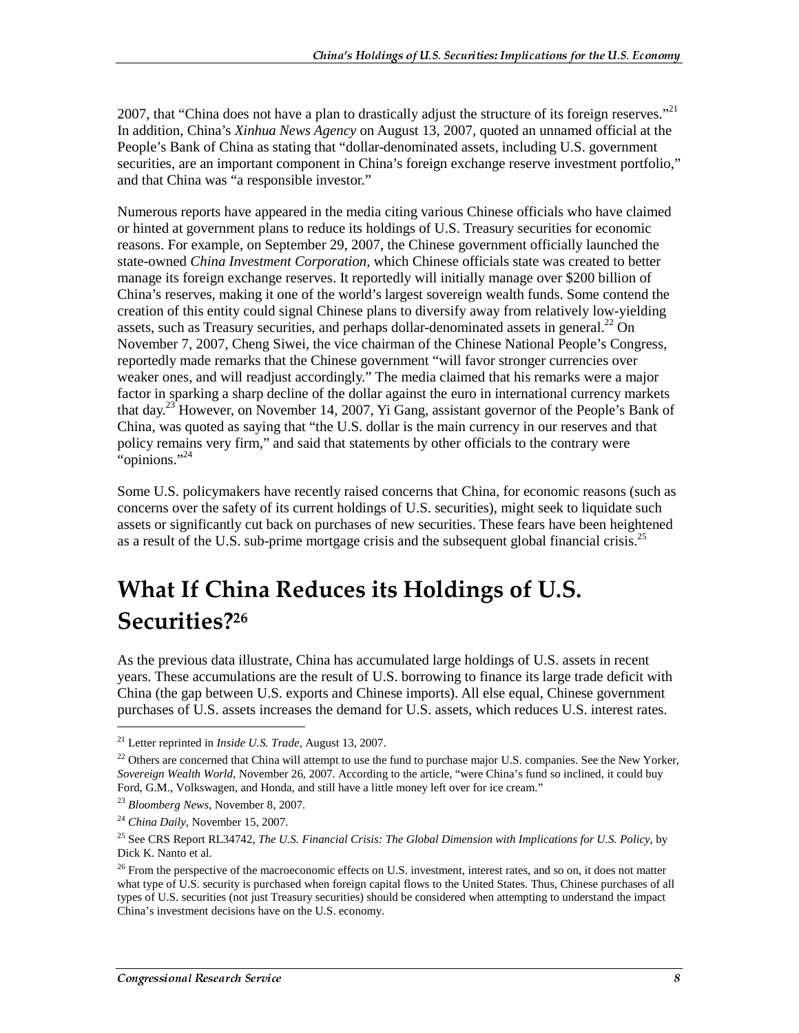2007, that "China does not have a plan to drastically adjust the structure of its foreign reserves."[21] In addition, China's *Xinhua News Agency* on August 13, 2007, quoted an unnamed official at the People's Bank of China as stating that "dollar-denominated assets, including U.S. government securities, are an important component in China's foreign exchange reserve investment portfolio," and that China was "a responsible investor."

Numerous reports have appeared in the media citing various Chinese officials who have claimed or hinted at government plans to reduce its holdings of U.S. Treasury securities for economic reasons. For example, on September 29, 2007, the Chinese government officially launched the state-owned *China Investment Corporation,* which Chinese officials state was created to better manage its foreign exchange reserves. It reportedly will initially manage over $200 billion of China's reserves, making it one of the world's largest sovereign wealth funds. Some contend the creation of this entity could signal Chinese plans to diversify away from relatively low-yielding assets, such as Treasury securities, and perhaps dollar-denominated assets in general.[22] On November 7, 2007, Cheng Siwei, the vice chairman of the Chinese National People's Congress, reportedly made remarks that the Chinese government "will favor stronger currencies over weaker ones, and will readjust accordingly." The media claimed that his remarks were a major factor in sparking a sharp decline of the dollar against the euro in international currency markets that day.[23] However, on November 14, 2007, Yi Gang, assistant governor of the People's Bank of China, was quoted as saying that "the U.S. dollar is the main currency in our reserves and that policy remains very firm," and said that statements by other officials to the contrary were "opinions."[24]

Some U.S. policymakers have recently raised concerns that China, for economic reasons (such as concerns over the safety of its current holdings of U.S. securities), might seek to liquidate such assets or significantly cut back on purchases of new securities. These fears have been heightened as a result of the U.S. sub-prime mortgage crisis and the subsequent global financial crisis.[25]

# What If China Reduces its Holdings of U.S. Securities?[26]

As the previous data illustrate, China has accumulated large holdings of U.S. assets in recent years. These accumulations are the result of U.S. borrowing to finance its large trade deficit with China (the gap between U.S. exports and Chinese imports). All else equal, Chinese government purchases of U.S. assets increases the demand for U.S. assets, which reduces U.S. interest rates.

---

[21] Letter reprinted in *Inside U.S. Trade*, August 13, 2007.

[22] Others are concerned that China will attempt to use the fund to purchase major U.S. companies. See the New Yorker, *Sovereign Wealth World*, November 26, 2007. According to the article, "were China's fund so inclined, it could buy Ford, G.M., Volkswagen, and Honda, and still have a little money left over for ice cream."

[23] *Bloomberg News*, November 8, 2007.

[24] *China Daily*, November 15, 2007.

[25] See CRS Report RL34742, *The U.S. Financial Crisis: The Global Dimension with Implications for U.S. Policy*, by Dick K. Nanto et al.

[26] From the perspective of the macroeconomic effects on U.S. investment, interest rates, and so on, it does not matter what type of U.S. security is purchased when foreign capital flows to the United States. Thus, Chinese purchases of all types of U.S. securities (not just Treasury securities) should be considered when attempting to understand the impact China's investment decisions have on the U.S. economy.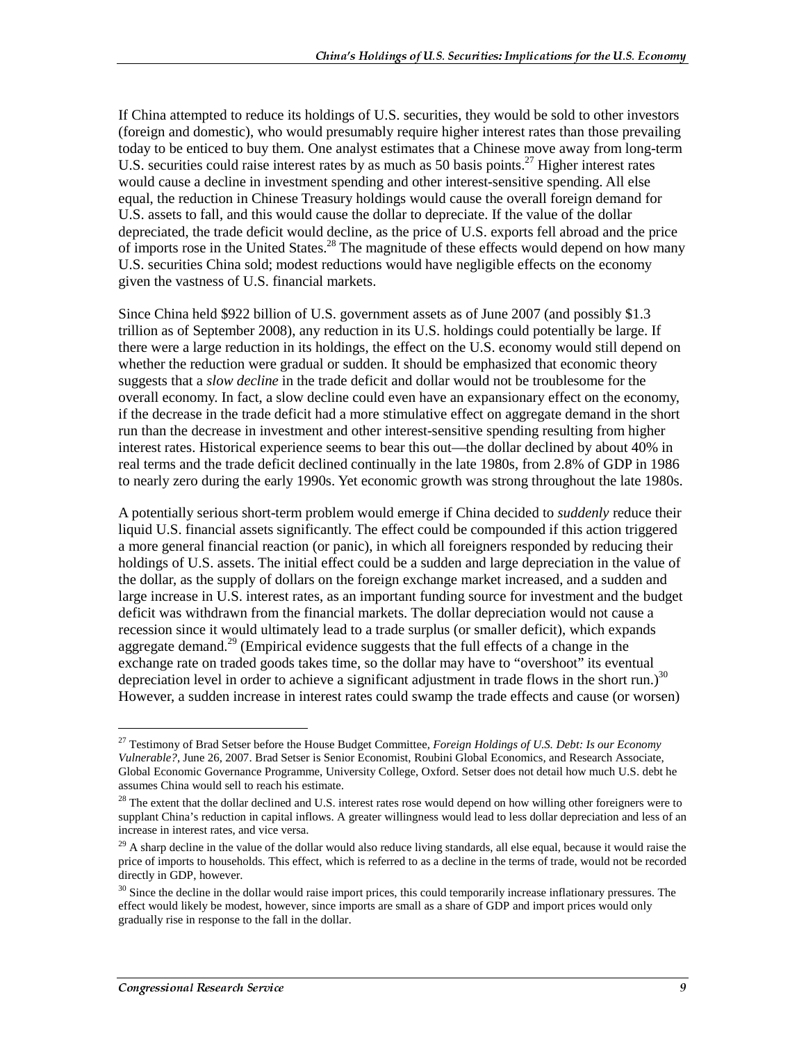If China attempted to reduce its holdings of U.S. securities, they would be sold to other investors (foreign and domestic), who would presumably require higher interest rates than those prevailing today to be enticed to buy them. One analyst estimates that a Chinese move away from long-term U.S. securities could raise interest rates by as much as 50 basis points.[27] Higher interest rates would cause a decline in investment spending and other interest-sensitive spending. All else equal, the reduction in Chinese Treasury holdings would cause the overall foreign demand for U.S. assets to fall, and this would cause the dollar to depreciate. If the value of the dollar depreciated, the trade deficit would decline, as the price of U.S. exports fell abroad and the price of imports rose in the United States.[28] The magnitude of these effects would depend on how many U.S. securities China sold; modest reductions would have negligible effects on the economy given the vastness of U.S. financial markets.

Since China held $922 billion of U.S. government assets as of June 2007 (and possibly $1.3 trillion as of September 2008), any reduction in its U.S. holdings could potentially be large. If there were a large reduction in its holdings, the effect on the U.S. economy would still depend on whether the reduction were gradual or sudden. It should be emphasized that economic theory suggests that a *slow decline* in the trade deficit and dollar would not be troublesome for the overall economy. In fact, a slow decline could even have an expansionary effect on the economy, if the decrease in the trade deficit had a more stimulative effect on aggregate demand in the short run than the decrease in investment and other interest-sensitive spending resulting from higher interest rates. Historical experience seems to bear this out—the dollar declined by about 40% in real terms and the trade deficit declined continually in the late 1980s, from 2.8% of GDP in 1986 to nearly zero during the early 1990s. Yet economic growth was strong throughout the late 1980s.

A potentially serious short-term problem would emerge if China decided to *suddenly* reduce their liquid U.S. financial assets significantly. The effect could be compounded if this action triggered a more general financial reaction (or panic), in which all foreigners responded by reducing their holdings of U.S. assets. The initial effect could be a sudden and large depreciation in the value of the dollar, as the supply of dollars on the foreign exchange market increased, and a sudden and large increase in U.S. interest rates, as an important funding source for investment and the budget deficit was withdrawn from the financial markets. The dollar depreciation would not cause a recession since it would ultimately lead to a trade surplus (or smaller deficit), which expands aggregate demand.[29] (Empirical evidence suggests that the full effects of a change in the exchange rate on traded goods takes time, so the dollar may have to "overshoot" its eventual depreciation level in order to achieve a significant adjustment in trade flows in the short run.)[30] However, a sudden increase in interest rates could swamp the trade effects and cause (or worsen)

---

[27] Testimony of Brad Setser before the House Budget Committee, *Foreign Holdings of U.S. Debt: Is our Economy Vulnerable?*, June 26, 2007. Brad Setser is Senior Economist, Roubini Global Economics, and Research Associate, Global Economic Governance Programme, University College, Oxford. Setser does not detail how much U.S. debt he assumes China would sell to reach his estimate.

[28] The extent that the dollar declined and U.S. interest rates rose would depend on how willing other foreigners were to supplant China's reduction in capital inflows. A greater willingness would lead to less dollar depreciation and less of an increase in interest rates, and vice versa.

[29] A sharp decline in the value of the dollar would also reduce living standards, all else equal, because it would raise the price of imports to households. This effect, which is referred to as a decline in the terms of trade, would not be recorded directly in GDP, however.

[30] Since the decline in the dollar would raise import prices, this could temporarily increase inflationary pressures. The effect would likely be modest, however, since imports are small as a share of GDP and import prices would only gradually rise in response to the fall in the dollar.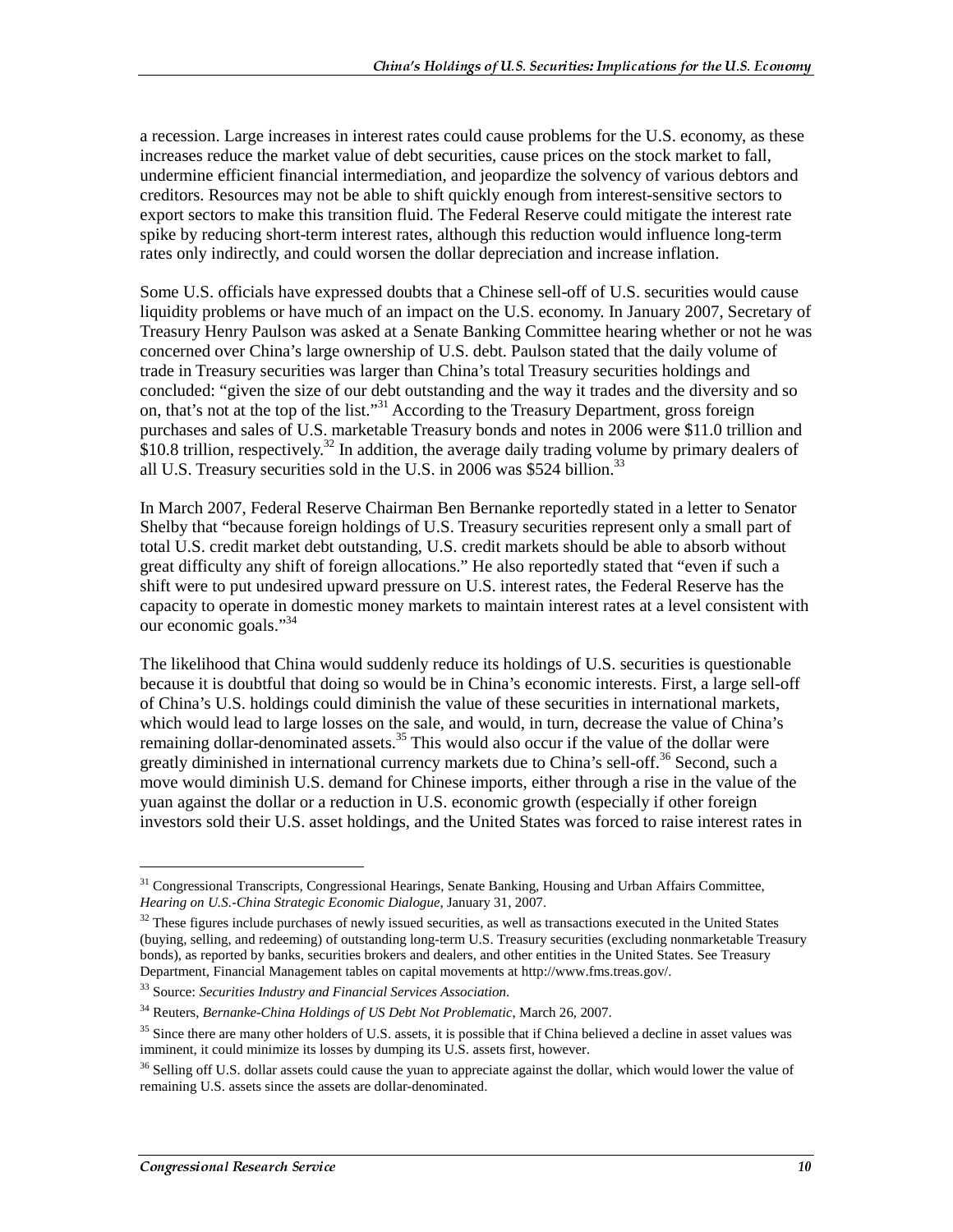a recession. Large increases in interest rates could cause problems for the U.S. economy, as these increases reduce the market value of debt securities, cause prices on the stock market to fall, undermine efficient financial intermediation, and jeopardize the solvency of various debtors and creditors. Resources may not be able to shift quickly enough from interest-sensitive sectors to export sectors to make this transition fluid. The Federal Reserve could mitigate the interest rate spike by reducing short-term interest rates, although this reduction would influence long-term rates only indirectly, and could worsen the dollar depreciation and increase inflation.

Some U.S. officials have expressed doubts that a Chinese sell-off of U.S. securities would cause liquidity problems or have much of an impact on the U.S. economy. In January 2007, Secretary of Treasury Henry Paulson was asked at a Senate Banking Committee hearing whether or not he was concerned over China's large ownership of U.S. debt. Paulson stated that the daily volume of trade in Treasury securities was larger than China's total Treasury securities holdings and concluded: "given the size of our debt outstanding and the way it trades and the diversity and so on, that's not at the top of the list."[31] According to the Treasury Department, gross foreign purchases and sales of U.S. marketable Treasury bonds and notes in 2006 were $11.0 trillion and $10.8 trillion, respectively.[32] In addition, the average daily trading volume by primary dealers of all U.S. Treasury securities sold in the U.S. in 2006 was $524 billion.[33]

In March 2007, Federal Reserve Chairman Ben Bernanke reportedly stated in a letter to Senator Shelby that "because foreign holdings of U.S. Treasury securities represent only a small part of total U.S. credit market debt outstanding, U.S. credit markets should be able to absorb without great difficulty any shift of foreign allocations." He also reportedly stated that "even if such a shift were to put undesired upward pressure on U.S. interest rates, the Federal Reserve has the capacity to operate in domestic money markets to maintain interest rates at a level consistent with our economic goals."[34]

The likelihood that China would suddenly reduce its holdings of U.S. securities is questionable because it is doubtful that doing so would be in China's economic interests. First, a large sell-off of China's U.S. holdings could diminish the value of these securities in international markets, which would lead to large losses on the sale, and would, in turn, decrease the value of China's remaining dollar-denominated assets.[35] This would also occur if the value of the dollar were greatly diminished in international currency markets due to China's sell-off.[36] Second, such a move would diminish U.S. demand for Chinese imports, either through a rise in the value of the yuan against the dollar or a reduction in U.S. economic growth (especially if other foreign investors sold their U.S. asset holdings, and the United States was forced to raise interest rates in

---

[31] Congressional Transcripts, Congressional Hearings, Senate Banking, Housing and Urban Affairs Committee, *Hearing on U.S.-China Strategic Economic Dialogue*, January 31, 2007.

[32] These figures include purchases of newly issued securities, as well as transactions executed in the United States (buying, selling, and redeeming) of outstanding long-term U.S. Treasury securities (excluding nonmarketable Treasury bonds), as reported by banks, securities brokers and dealers, and other entities in the United States. See Treasury Department, Financial Management tables on capital movements at http://www.fms.treas.gov/.

[33] Source: *Securities Industry and Financial Services Association*.

[34] Reuters, *Bernanke-China Holdings of US Debt Not Problematic*, March 26, 2007.

[35] Since there are many other holders of U.S. assets, it is possible that if China believed a decline in asset values was imminent, it could minimize its losses by dumping its U.S. assets first, however.

[36] Selling off U.S. dollar assets could cause the yuan to appreciate against the dollar, which would lower the value of remaining U.S. assets since the assets are dollar-denominated.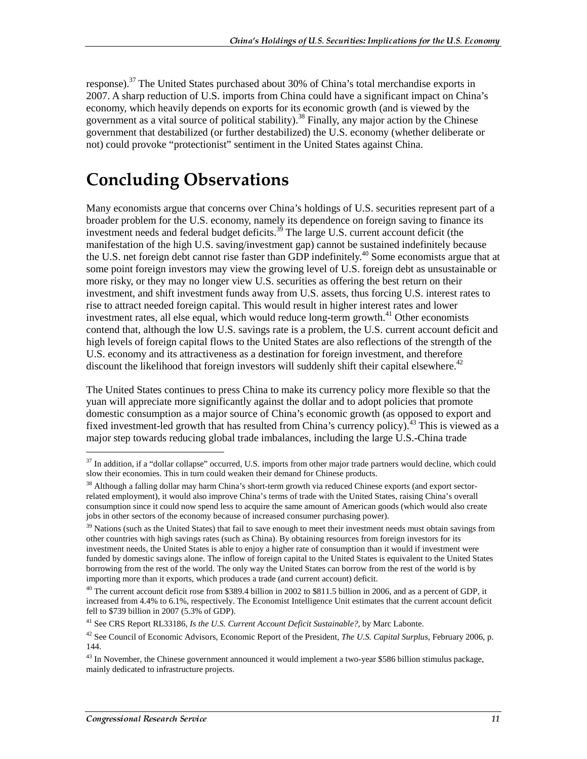response).[37] The United States purchased about 30% of China's total merchandise exports in 2007. A sharp reduction of U.S. imports from China could have a significant impact on China's economy, which heavily depends on exports for its economic growth (and is viewed by the government as a vital source of political stability).[38] Finally, any major action by the Chinese government that destabilized (or further destabilized) the U.S. economy (whether deliberate or not) could provoke "protectionist" sentiment in the United States against China.

# Concluding Observations

Many economists argue that concerns over China's holdings of U.S. securities represent part of a broader problem for the U.S. economy, namely its dependence on foreign saving to finance its investment needs and federal budget deficits.[39] The large U.S. current account deficit (the manifestation of the high U.S. saving/investment gap) cannot be sustained indefinitely because the U.S. net foreign debt cannot rise faster than GDP indefinitely.[40] Some economists argue that at some point foreign investors may view the growing level of U.S. foreign debt as unsustainable or more risky, or they may no longer view U.S. securities as offering the best return on their investment, and shift investment funds away from U.S. assets, thus forcing U.S. interest rates to rise to attract needed foreign capital. This would result in higher interest rates and lower investment rates, all else equal, which would reduce long-term growth.[41] Other economists contend that, although the low U.S. savings rate is a problem, the U.S. current account deficit and high levels of foreign capital flows to the United States are also reflections of the strength of the U.S. economy and its attractiveness as a destination for foreign investment, and therefore discount the likelihood that foreign investors will suddenly shift their capital elsewhere.[42]

The United States continues to press China to make its currency policy more flexible so that the yuan will appreciate more significantly against the dollar and to adopt policies that promote domestic consumption as a major source of China's economic growth (as opposed to export and fixed investment-led growth that has resulted from China's currency policy).[43] This is viewed as a major step towards reducing global trade imbalances, including the large U.S.-China trade

---

[37] In addition, if a "dollar collapse" occurred, U.S. imports from other major trade partners would decline, which could slow their economies. This in turn could weaken their demand for Chinese products.

[38] Although a falling dollar may harm China's short-term growth via reduced Chinese exports (and export sector-related employment), it would also improve China's terms of trade with the United States, raising China's overall consumption since it could now spend less to acquire the same amount of American goods (which would also create jobs in other sectors of the economy because of increased consumer purchasing power).

[39] Nations (such as the United States) that fail to save enough to meet their investment needs must obtain savings from other countries with high savings rates (such as China). By obtaining resources from foreign investors for its investment needs, the United States is able to enjoy a higher rate of consumption than it would if investment were funded by domestic savings alone. The inflow of foreign capital to the United States is equivalent to the United States borrowing from the rest of the world. The only way the United States can borrow from the rest of the world is by importing more than it exports, which produces a trade (and current account) deficit.

[40] The current account deficit rose from $389.4 billion in 2002 to $811.5 billion in 2006, and as a percent of GDP, it increased from 4.4% to 6.1%, respectively. The Economist Intelligence Unit estimates that the current account deficit fell to $739 billion in 2007 (5.3% of GDP).

[41] See CRS Report RL33186, *Is the U.S. Current Account Deficit Sustainable?*, by Marc Labonte.

[42] See Council of Economic Advisors, Economic Report of the President, *The U.S. Capital Surplus*, February 2006, p. 144.

[43] In November, the Chinese government announced it would implement a two-year $586 billion stimulus package, mainly dedicated to infrastructure projects.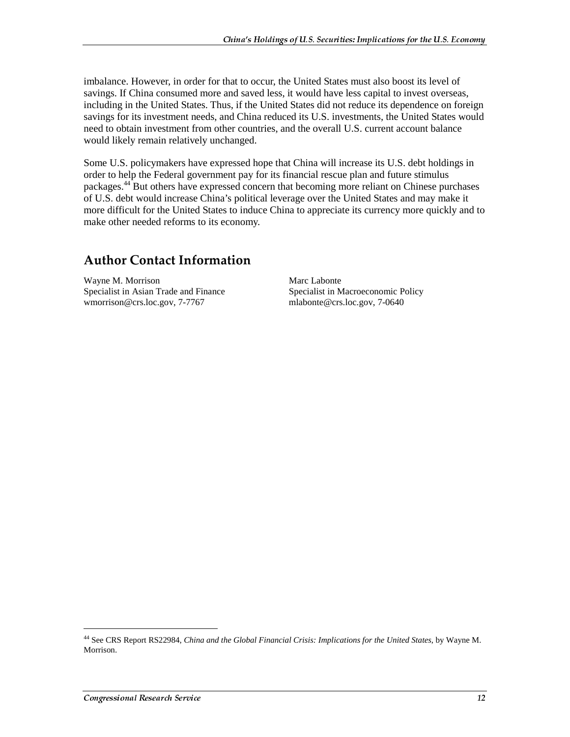imbalance. However, in order for that to occur, the United States must also boost its level of savings. If China consumed more and saved less, it would have less capital to invest overseas, including in the United States. Thus, if the United States did not reduce its dependence on foreign savings for its investment needs, and China reduced its U.S. investments, the United States would need to obtain investment from other countries, and the overall U.S. current account balance would likely remain relatively unchanged.

Some U.S. policymakers have expressed hope that China will increase its U.S. debt holdings in order to help the Federal government pay for its financial rescue plan and future stimulus packages.[44] But others have expressed concern that becoming more reliant on Chinese purchases of U.S. debt would increase China's political leverage over the United States and may make it more difficult for the United States to induce China to appreciate its currency more quickly and to make other needed reforms to its economy.

## Author Contact Information

Wayne M. Morrison
Specialist in Asian Trade and Finance
wmorrison@crs.loc.gov, 7-7767

Marc Labonte
Specialist in Macroeconomic Policy
mlabonte@crs.loc.gov, 7-0640

---

[44] See CRS Report RS22984, *China and the Global Financial Crisis: Implications for the United States*, by Wayne M. Morrison.